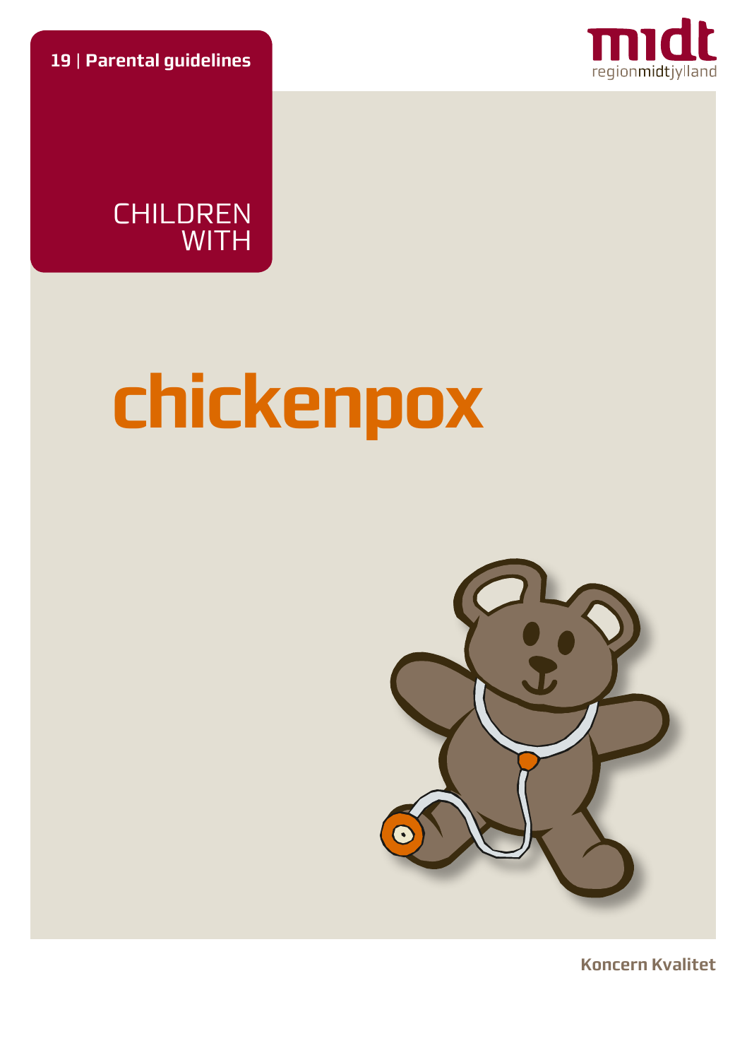**19** | **Parental guidelines**

midt
regionmidtjylland

CHILDREN WITH

# chickenpox

**Koncern Kvalitet**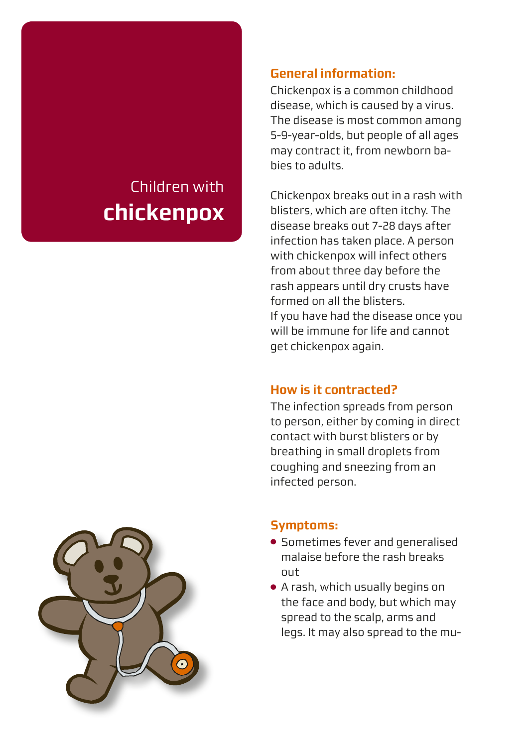# Children with **chickenpox**

## General information:

Chickenpox is a common childhood disease, which is caused by a virus. The disease is most common among 5-9-year-olds, but people of all ages may contract it, from newborn babies to adults.

Chickenpox breaks out in a rash with blisters, which are often itchy. The disease breaks out 7-28 days after infection has taken place. A person with chickenpox will infect others from about three day before the rash appears until dry crusts have formed on all the blisters.
If you have had the disease once you will be immune for life and cannot get chickenpox again.

## How is it contracted?

The infection spreads from person to person, either by coming in direct contact with burst blisters or by breathing in small droplets from coughing and sneezing from an infected person.

## Symptoms:

- Sometimes fever and generalised malaise before the rash breaks out
- A rash, which usually begins on the face and body, but which may spread to the scalp, arms and legs. It may also spread to the mu-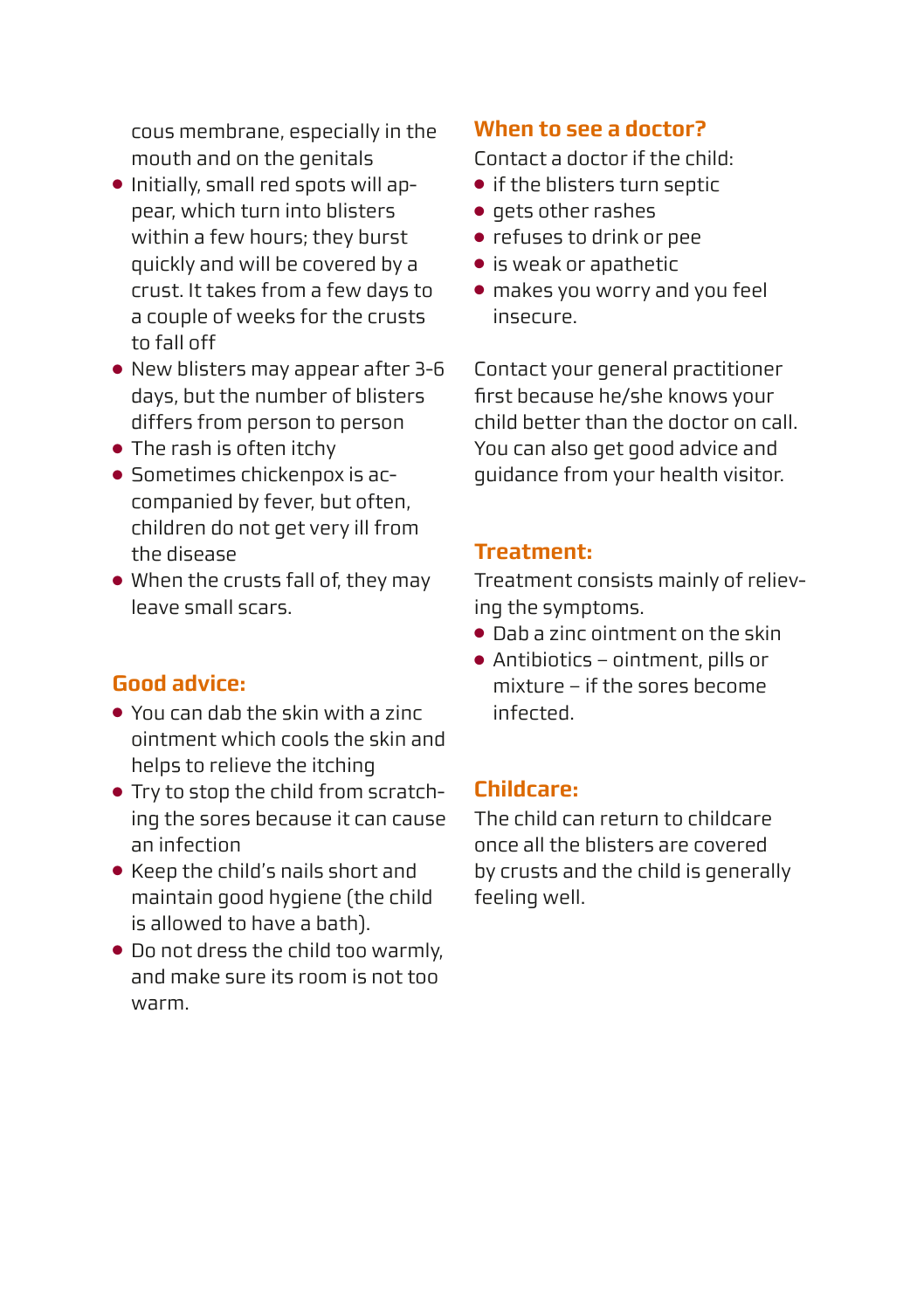cous membrane, especially in the mouth and on the genitals

- Initially, small red spots will appear, which turn into blisters within a few hours; they burst quickly and will be covered by a crust. It takes from a few days to a couple of weeks for the crusts to fall off
- New blisters may appear after 3-6 days, but the number of blisters differs from person to person
- The rash is often itchy
- Sometimes chickenpox is accompanied by fever, but often, children do not get very ill from the disease
- When the crusts fall of, they may leave small scars.

## Good advice:

- You can dab the skin with a zinc ointment which cools the skin and helps to relieve the itching
- Try to stop the child from scratching the sores because it can cause an infection
- Keep the child's nails short and maintain good hygiene (the child is allowed to have a bath).
- Do not dress the child too warmly, and make sure its room is not too warm.

## When to see a doctor?

Contact a doctor if the child:

- if the blisters turn septic
- gets other rashes
- refuses to drink or pee
- is weak or apathetic
- makes you worry and you feel insecure.

Contact your general practitioner first because he/she knows your child better than the doctor on call. You can also get good advice and guidance from your health visitor.

## Treatment:

Treatment consists mainly of relieving the symptoms.

- Dab a zinc ointment on the skin
- Antibiotics – ointment, pills or mixture – if the sores become infected.

## Childcare:

The child can return to childcare once all the blisters are covered by crusts and the child is generally feeling well.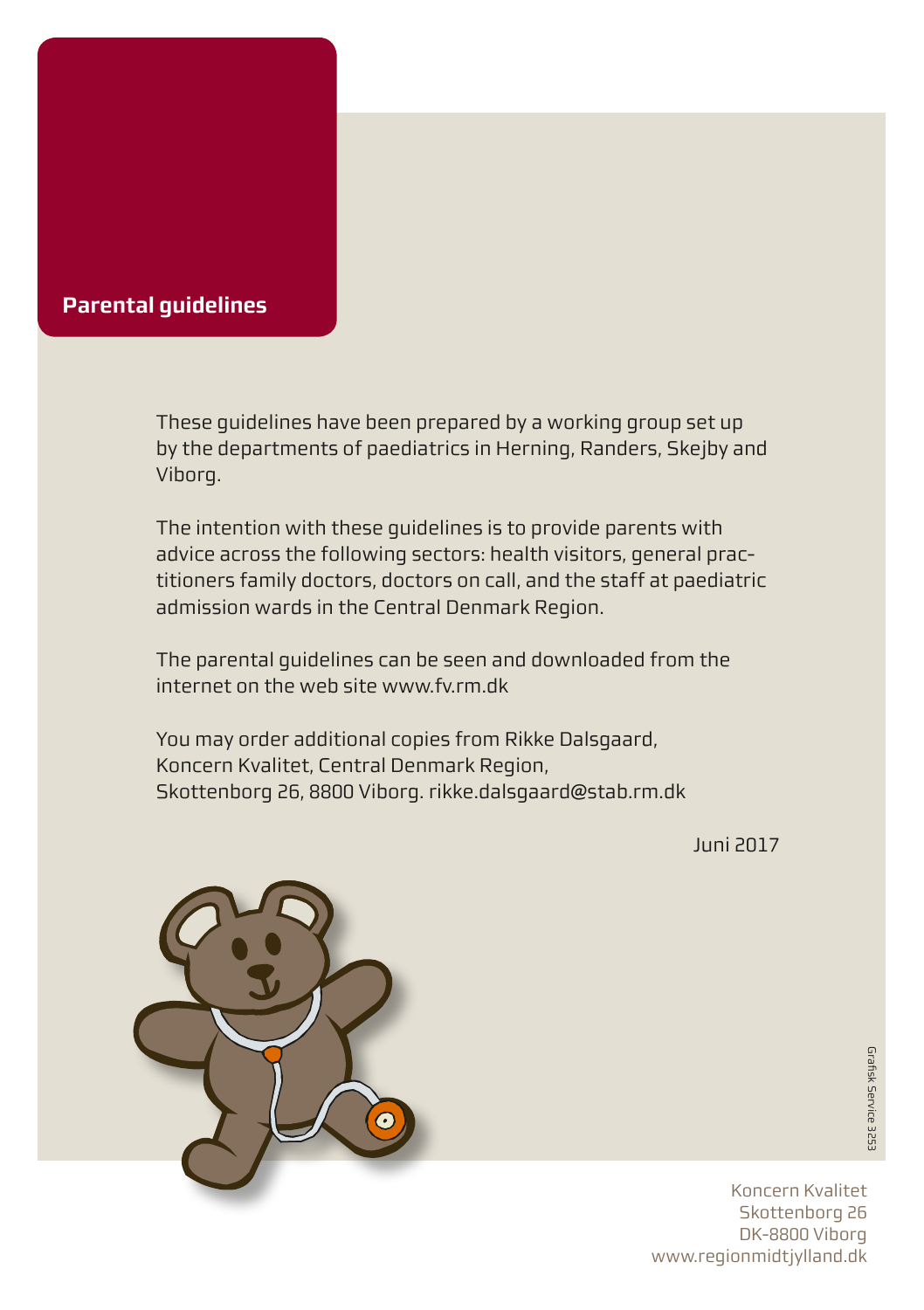## Parental guidelines

These guidelines have been prepared by a working group set up by the departments of paediatrics in Herning, Randers, Skejby and Viborg.

The intention with these guidelines is to provide parents with advice across the following sectors: health visitors, general practitioners family doctors, doctors on call, and the staff at paediatric admission wards in the Central Denmark Region.

The parental guidelines can be seen and downloaded from the internet on the web site www.fv.rm.dk

You may order additional copies from Rikke Dalsgaard,
Koncern Kvalitet, Central Denmark Region,
Skottenborg 26, 8800 Viborg. rikke.dalsgaard@stab.rm.dk

Juni 2017

Grafisk Service 3253

Koncern Kvalitet
Skottenborg 26
DK-8800 Viborg
www.regionmidtjylland.dk